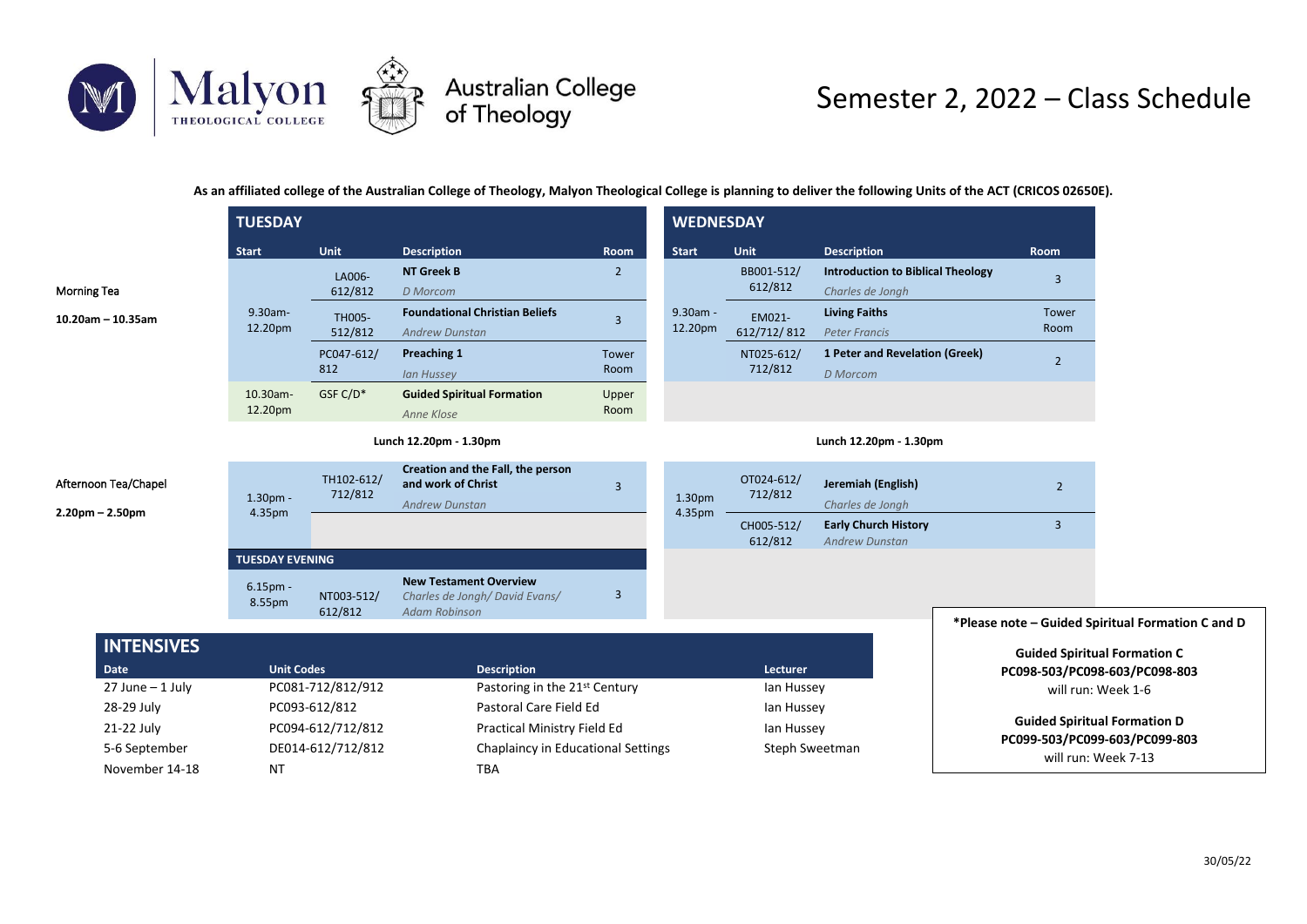Malyon Theological College | Australian College of Theology

# Semester 2, 2022 – Class Schedule

**As an affiliated college of the Australian College of Theology, Malyon Theological College is planning to deliver the following Units of the ACT (CRICOS 02650E).**

Morning Tea
**10.20am – 10.35am**

Afternoon Tea/Chapel
**2.20pm – 2.50pm**

## TUESDAY

| Start | Unit | Description | Room |
|---|---|---|---|
| 9.30am-12.20pm | LA006-612/812 | **NT Greek B** *D Morcom* | 2 |
| | TH005-512/812 | **Foundational Christian Beliefs** *Andrew Dunstan* | 3 |
| | PC047-612/812 | **Preaching 1** *Ian Hussey* | Tower Room |
| 10.30am-12.20pm | GSF C/D* | **Guided Spiritual Formation** *Anne Klose* | Upper Room |
| **Lunch 12.20pm - 1.30pm** | | | |
| 1.30pm - 4.35pm | TH102-612/712/812 | **Creation and the Fall, the person and work of Christ** *Andrew Dunstan* | 3 |

### TUESDAY EVENING

| Start | Unit | Description | Room |
|---|---|---|---|
| 6.15pm - 8.55pm | NT003-512/612/812 | **New Testament Overview** *Charles de Jongh/ David Evans/ Adam Robinson* | 3 |

## WEDNESDAY

| Start | Unit | Description | Room |
|---|---|---|---|
| 9.30am - 12.20pm | BB001-512/612/812 | **Introduction to Biblical Theology** *Charles de Jongh* | 3 |
| | EM021-612/712/812 | **Living Faiths** *Peter Francis* | Tower Room |
| | NT025-612/712/812 | **1 Peter and Revelation (Greek)** *D Morcom* | 2 |
| **Lunch 12.20pm - 1.30pm** | | | |
| 1.30pm 4.35pm | OT024-612/712/812 | **Jeremiah (English)** *Charles de Jongh* | 2 |
| | CH005-512/612/812 | **Early Church History** *Andrew Dunstan* | 3 |

## INTENSIVES

| Date | Unit Codes | Description | Lecturer |
|---|---|---|---|
| 27 June – 1 July | PC081-712/812/912 | Pastoring in the 21st Century | Ian Hussey |
| 28-29 July | PC093-612/812 | Pastoral Care Field Ed | Ian Hussey |
| 21-22 July | PC094-612/712/812 | Practical Ministry Field Ed | Ian Hussey |
| 5-6 September | DE014-612/712/812 | Chaplaincy in Educational Settings | Steph Sweetman |
| November 14-18 | NT | TBA | |

**\*Please note – Guided Spiritual Formation C and D**

**Guided Spiritual Formation C**
**PC098-503/PC098-603/PC098-803**
will run: Week 1-6

**Guided Spiritual Formation D**
**PC099-503/PC099-603/PC099-803**
will run: Week 7-13

30/05/22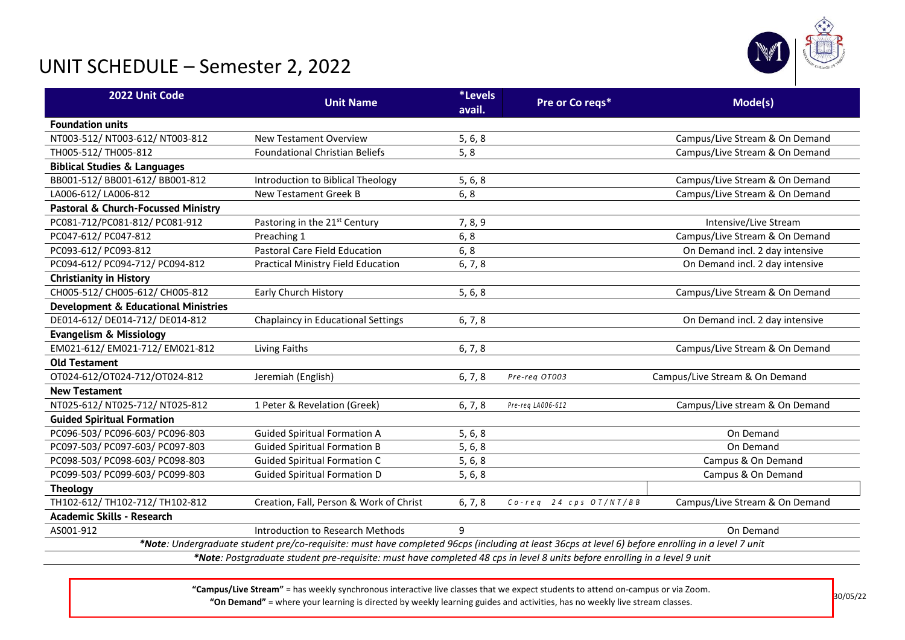# UNIT SCHEDULE – Semester 2, 2022

| 2022 Unit Code | Unit Name | *Levels avail. | Pre or Co reqs* | Mode(s) |
|---|---|---|---|---|
| **Foundation units** | | | | |
| NT003-512/ NT003-612/ NT003-812 | New Testament Overview | 5, 6, 8 | | Campus/Live Stream & On Demand |
| TH005-512/ TH005-812 | Foundational Christian Beliefs | 5, 8 | | Campus/Live Stream & On Demand |
| **Biblical Studies & Languages** | | | | |
| BB001-512/ BB001-612/ BB001-812 | Introduction to Biblical Theology | 5, 6, 8 | | Campus/Live Stream & On Demand |
| LA006-612/ LA006-812 | New Testament Greek B | 6, 8 | | Campus/Live Stream & On Demand |
| **Pastoral & Church-Focussed Ministry** | | | | |
| PC081-712/PC081-812/ PC081-912 | Pastoring in the 21st Century | 7, 8, 9 | | Intensive/Live Stream |
| PC047-612/ PC047-812 | Preaching 1 | 6, 8 | | Campus/Live Stream & On Demand |
| PC093-612/ PC093-812 | Pastoral Care Field Education | 6, 8 | | On Demand incl. 2 day intensive |
| PC094-612/ PC094-712/ PC094-812 | Practical Ministry Field Education | 6, 7, 8 | | On Demand incl. 2 day intensive |
| **Christianity in History** | | | | |
| CH005-512/ CH005-612/ CH005-812 | Early Church History | 5, 6, 8 | | Campus/Live Stream & On Demand |
| **Development & Educational Ministries** | | | | |
| DE014-612/ DE014-712/ DE014-812 | Chaplaincy in Educational Settings | 6, 7, 8 | | On Demand incl. 2 day intensive |
| **Evangelism & Missiology** | | | | |
| EM021-612/ EM021-712/ EM021-812 | Living Faiths | 6, 7, 8 | | Campus/Live Stream & On Demand |
| **Old Testament** | | | | |
| OT024-612/OT024-712/OT024-812 | Jeremiah (English) | 6, 7, 8 | *Pre-req OT003* | Campus/Live Stream & On Demand |
| **New Testament** | | | | |
| NT025-612/ NT025-712/ NT025-812 | 1 Peter & Revelation (Greek) | 6, 7, 8 | *Pre-req LA006-612* | Campus/Live stream & On Demand |
| **Guided Spiritual Formation** | | | | |
| PC096-503/ PC096-603/ PC096-803 | Guided Spiritual Formation A | 5, 6, 8 | | On Demand |
| PC097-503/ PC097-603/ PC097-803 | Guided Spiritual Formation B | 5, 6, 8 | | On Demand |
| PC098-503/ PC098-603/ PC098-803 | Guided Spiritual Formation C | 5, 6, 8 | | Campus & On Demand |
| PC099-503/ PC099-603/ PC099-803 | Guided Spiritual Formation D | 5, 6, 8 | | Campus & On Demand |
| **Theology** | | | | |
| TH102-612/ TH102-712/ TH102-812 | Creation, Fall, Person & Work of Christ | 6, 7, 8 | *Co-req 24 cps OT/NT/BB* | Campus/Live Stream & On Demand |
| **Academic Skills - Research** | | | | |
| AS001-912 | Introduction to Research Methods | 9 | | On Demand |

*\*Note: Undergraduate student pre/co-requisite: must have completed 96cps (including at least 36cps at level 6) before enrolling in a level 7 unit*

*\*Note: Postgraduate student pre-requisite: must have completed 48 cps in level 8 units before enrolling in a level 9 unit*

**"Campus/Live Stream"** = has weekly synchronous interactive live classes that we expect students to attend on-campus or via Zoom.
**"On Demand"** = where your learning is directed by weekly learning guides and activities, has no weekly live stream classes.

30/05/22